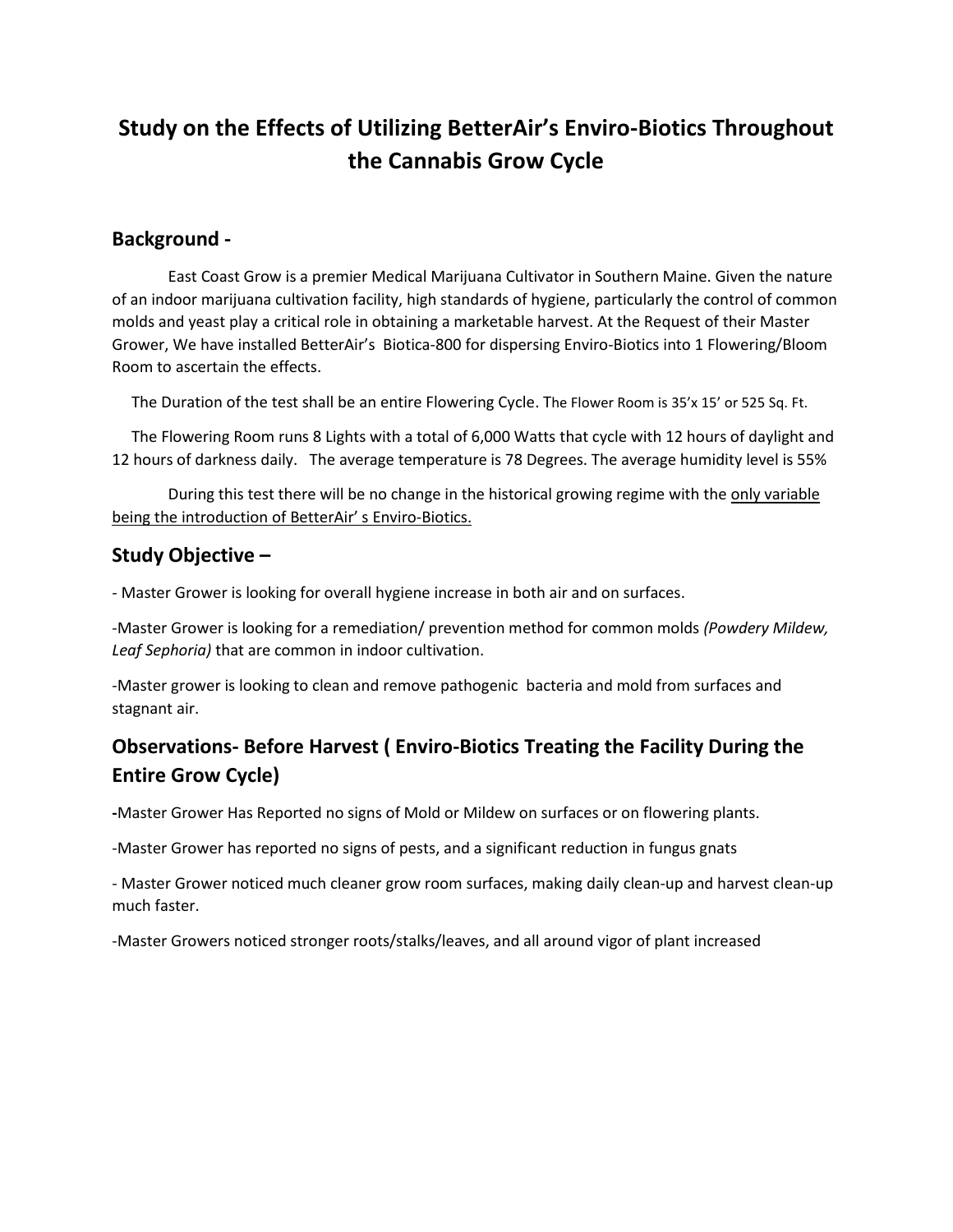# Study on the Effects of Utilizing BetterAir's Enviro-Biotics Throughout the Cannabis Grow Cycle

## Background -

East Coast Grow is a premier Medical Marijuana Cultivator in Southern Maine. Given the nature of an indoor marijuana cultivation facility, high standards of hygiene, particularly the control of common molds and yeast play a critical role in obtaining a marketable harvest. At the Request of their Master Grower, We have installed BetterAir's Biotica-800 for dispersing Enviro-Biotics into 1 Flowering/Bloom Room to ascertain the effects.

The Duration of the test shall be an entire Flowering Cycle. The Flower Room is 35'x 15' or 525 Sq. Ft.

The Flowering Room runs 8 Lights with a total of 6,000 Watts that cycle with 12 hours of daylight and 12 hours of darkness daily. The average temperature is 78 Degrees. The average humidity level is 55%

During this test there will be no change in the historical growing regime with the <u>only variable being the introduction of BetterAir' s Enviro-Biotics.</u>

## Study Objective –

- Master Grower is looking for overall hygiene increase in both air and on surfaces.

-Master Grower is looking for a remediation/ prevention method for common molds *(Powdery Mildew, Leaf Sephoria)* that are common in indoor cultivation.

-Master grower is looking to clean and remove pathogenic bacteria and mold from surfaces and stagnant air.

## Observations- Before Harvest ( Enviro-Biotics Treating the Facility During the Entire Grow Cycle)

**-**Master Grower Has Reported no signs of Mold or Mildew on surfaces or on flowering plants.

-Master Grower has reported no signs of pests, and a significant reduction in fungus gnats

- Master Grower noticed much cleaner grow room surfaces, making daily clean-up and harvest clean-up much faster.

-Master Growers noticed stronger roots/stalks/leaves, and all around vigor of plant increased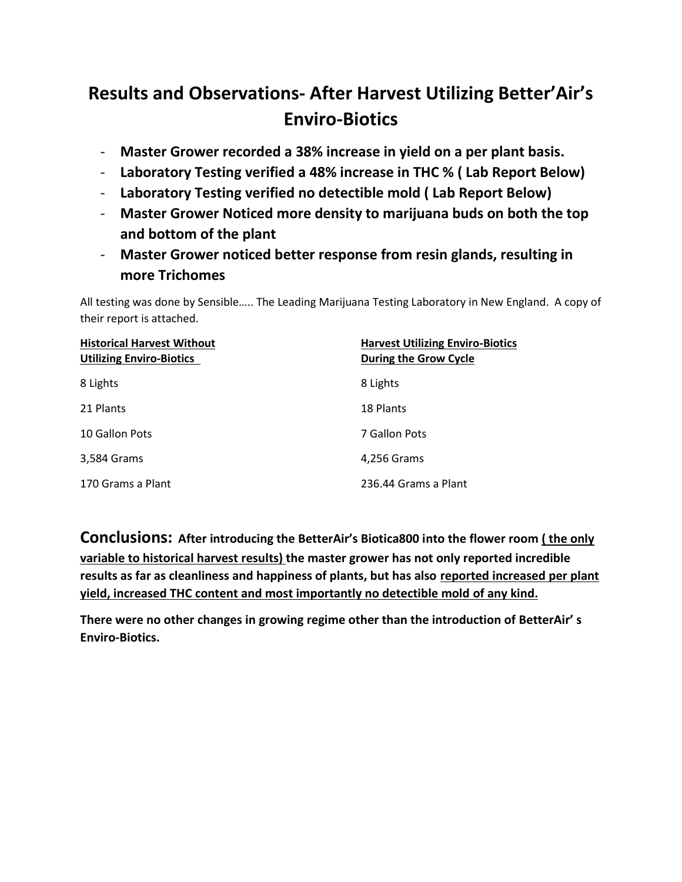# Results and Observations- After Harvest Utilizing Better'Air's Enviro-Biotics

- **Master Grower recorded a 38% increase in yield on a per plant basis.**
- **Laboratory Testing verified a 48% increase in THC % ( Lab Report Below)**
- **Laboratory Testing verified no detectible mold ( Lab Report Below)**
- **Master Grower Noticed more density to marijuana buds on both the top and bottom of the plant**
- **Master Grower noticed better response from resin glands, resulting in more Trichomes**

All testing was done by Sensible….. The Leading Marijuana Testing Laboratory in New England. A copy of their report is attached.

| **Historical Harvest Without Utilizing Enviro-Biotics** | **Harvest Utilizing Enviro-Biotics During the Grow Cycle** |
|---|---|
| 8 Lights | 8 Lights |
| 21 Plants | 18 Plants |
| 10 Gallon Pots | 7 Gallon Pots |
| 3,584 Grams | 4,256 Grams |
| 170 Grams a Plant | 236.44 Grams a Plant |

**Conclusions: After introducing the BetterAir's Biotica800 into the flower room ( the only variable to historical harvest results) the master grower has not only reported incredible results as far as cleanliness and happiness of plants, but has also reported increased per plant yield, increased THC content and most importantly no detectible mold of any kind.**

**There were no other changes in growing regime other than the introduction of BetterAir' s Enviro-Biotics.**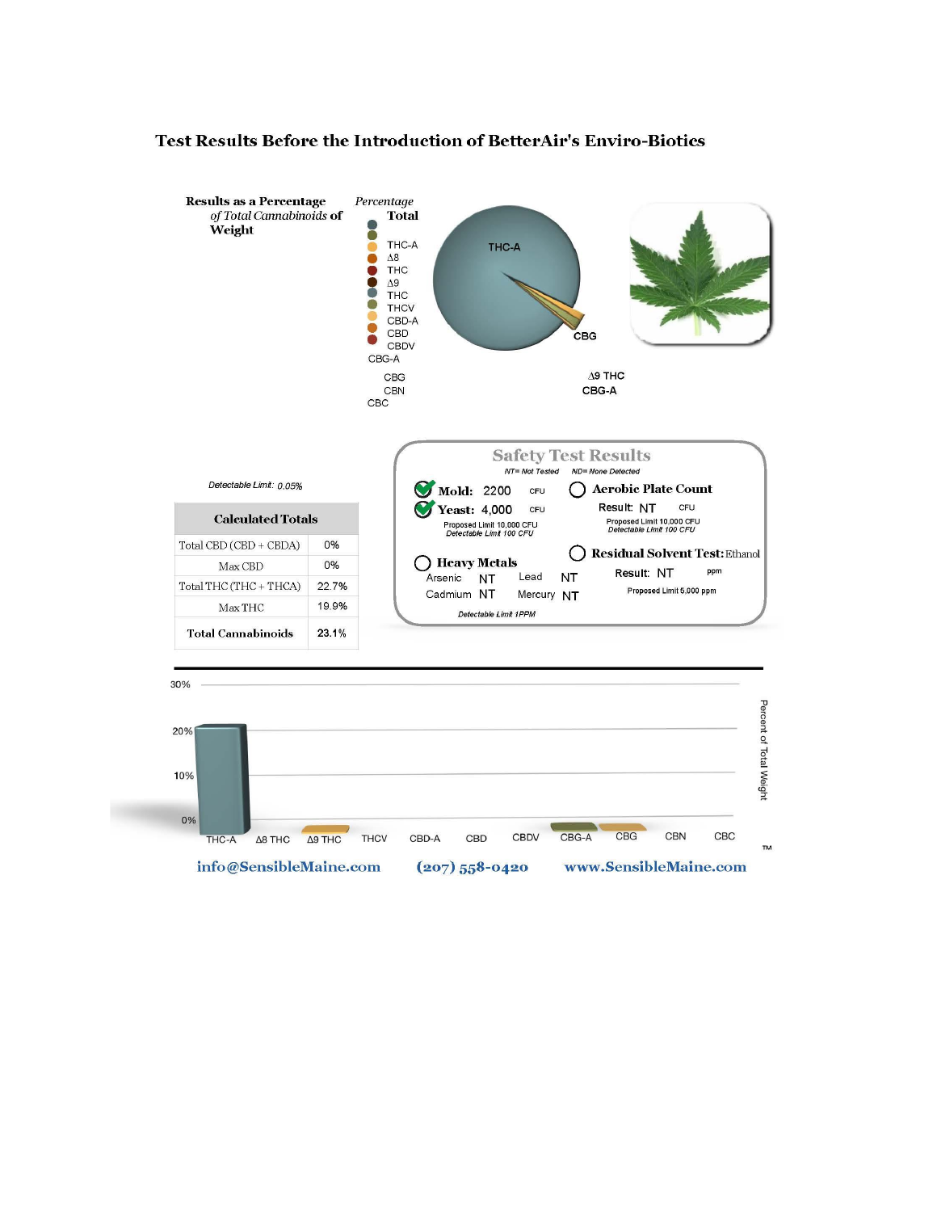## Test Results Before the Introduction of BetterAir's Enviro-Biotics

**Results as a Percentage** *of Total Cannabinoids* **of Weight**

*Percentage* **Total**

THC-A
Δ8
THC
Δ9
THC
THCV
CBD-A
CBD
CBDV
CBG-A
CBG
CBN
CBC

THC-A
CBG
Δ9 THC
CBG-A

*Detectable Limit: 0.05%*

| Calculated Totals | |
|---|---|
| Total CBD (CBD + CBDA) | 0% |
| Max CBD | 0% |
| Total THC (THC + THCA) | 22.7% |
| Max THC | 19.9% |
| **Total Cannabinoids** | **23.1%** |

### Safety Test Results

*NT= Not Tested* *ND= None Detected*

**Mold:** 2200 CFU
**Yeast:** 4,000 CFU
Proposed Limit 10,000 CFU
*Detectable Limit 100 CFU*

**Aerobic Plate Count**
Result: NT CFU
Proposed Limit 10,000 CFU
*Detectable Limit 100 CFU*

**Heavy Metals**
Arsenic NT Lead NT
Cadmium NT Mercury NT
*Detectable Limit 1PPM*

**Residual Solvent Test:** Ethanol
Result: NT ppm
Proposed Limit 5,000 ppm

30%
20%
10%
0%

THC-A Δ8 THC Δ9 THC THCV CBD-A CBD CBDV CBG-A CBG CBN CBC

Percent of Total Weight

info@SensibleMaine.com (207) 558-0420 www.SensibleMaine.com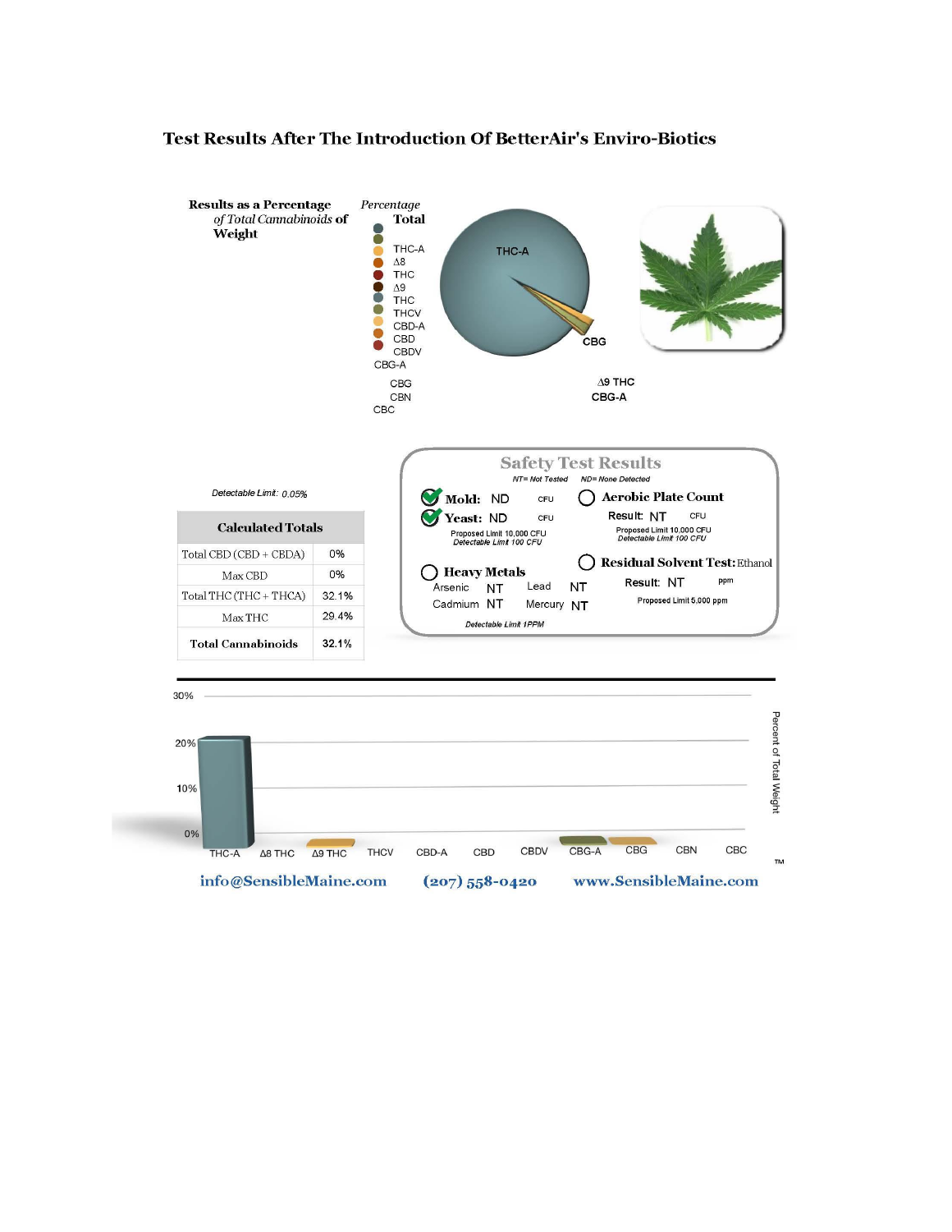# Test Results After The Introduction Of BetterAir's Enviro-Biotics

**Results as a Percentage** *of Total Cannabinoids* **of Weight**

*Percentage* **Total**

THC-A
Δ8
THC
Δ9
THC
THCV
CBD-A
CBD
CBDV
CBG-A

CBG
CBN
CBC

THC-A
CBG
Δ9 THC
CBG-A

*Detectable Limit: 0.05%*

| Calculated Totals | |
|---|---|
| Total CBD (CBD + CBDA) | 0% |
| Max CBD | 0% |
| Total THC (THC + THCA) | 32.1% |
| Max THC | 29.4% |
| **Total Cannabinoids** | 32.1% |

## Safety Test Results

*NT= Not Tested* *ND= None Detected*

**Mold:** ND CFU

**Yeast:** ND CFU

Proposed Limit 10,000 CFU
*Detectable Limit 100 CFU*

**Aerobic Plate Count**

Result: NT CFU

Proposed Limit 10,000 CFU
*Detectable Limit 100 CFU*

**Heavy Metals**

Arsenic NT Lead NT
Cadmium NT Mercury NT

*Detectable Limit 1PPM*

**Residual Solvent Test:** Ethanol

Result: NT ppm

Proposed Limit 5,000 ppm

30%
20%
10%
0%
THC-A Δ8 THC Δ9 THC THCV CBD-A CBD CBDV CBG-A CBG CBN CBC
Percent of Total Weight

TM

info@SensibleMaine.com (207) 558-0420 www.SensibleMaine.com